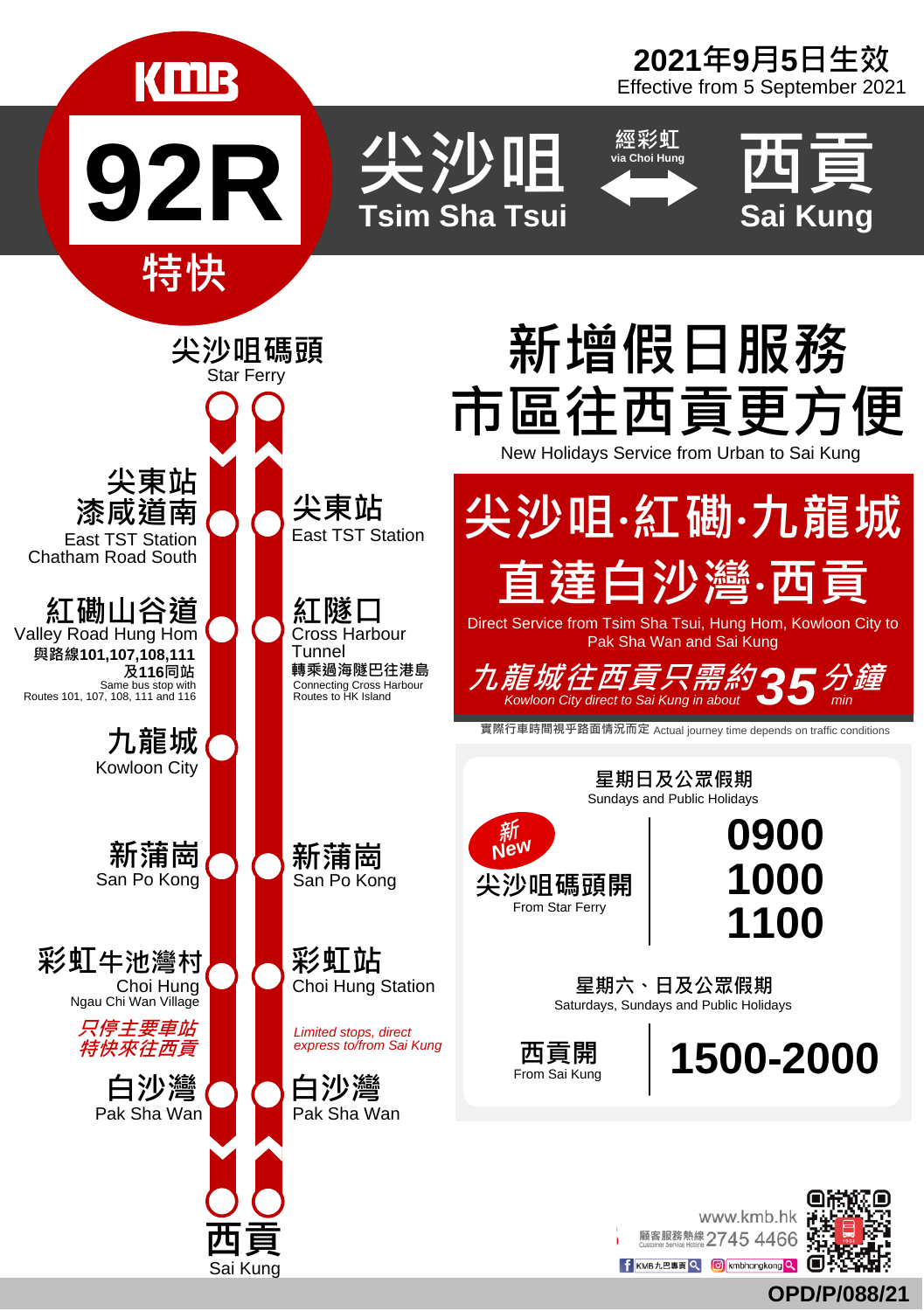KMB

# 92R 特快

**2021年9月5日生效**
Effective from 5 September 2021

## 尖沙咀 Tsim Sha Tsui ⟷ 西貢 Sai Kung
經彩虹 via Choi Hung

### Route stops

**Towards Sai Kung (left column):**

- 尖沙咀碼頭 Star Ferry
- 尖東站 漆咸道南 East TST Station Chatham Road South
- 紅磡山谷道 Valley Road Hung Hom — **與路線101,107,108,111及116同站** Same bus stop with Routes 101, 107, 108, 111 and 116
- 九龍城 Kowloon City
- 新蒲崗 San Po Kong
- 彩虹牛池灣村 Choi Hung Ngau Chi Wan Village
- 白沙灣 Pak Sha Wan
- 西貢 Sai Kung

**Towards Tsim Sha Tsui (right column):**

- 西貢 Sai Kung
- 白沙灣 Pak Sha Wan
- 彩虹站 Choi Hung Station
- 新蒲崗 San Po Kong
- 紅隧口 Cross Harbour Tunnel — **轉乘過海隧巴往港島** Connecting Cross Harbour Routes to HK Island
- 尖東站 East TST Station
- 尖沙咀碼頭 Star Ferry

*只停主要車站 特快來往西貢*
*Limited stops, direct express to/from Sai Kung*

# 新增假日服務 市區往西貢更方便

New Holidays Service from Urban to Sai Kung

## 尖沙咀·紅磡·九龍城 直達白沙灣·西貢

Direct Service from Tsim Sha Tsui, Hung Hom, Kowloon City to Pak Sha Wan and Sai Kung

***九龍城往西貢只需約35分鐘***
*Kowloon City direct to Sai Kung in about 35 min*

實際行車時間視乎路面情況而定 Actual journey time depends on traffic conditions

**星期日及公眾假期**
Sundays and Public Holidays

| 新 New 尖沙咀碼頭開 From Star Ferry | 0900<br>1000<br>1100 |
|---|---|

**星期六、日及公眾假期**
Saturdays, Sundays and Public Holidays

| 西貢開 From Sai Kung | 1500-2000 |
|---|---|

www.kmb.hk
顧客服務熱線 Customer Service Hotline 2745 4466
KMB九巴專頁 kmbhongkong

OPD/P/088/21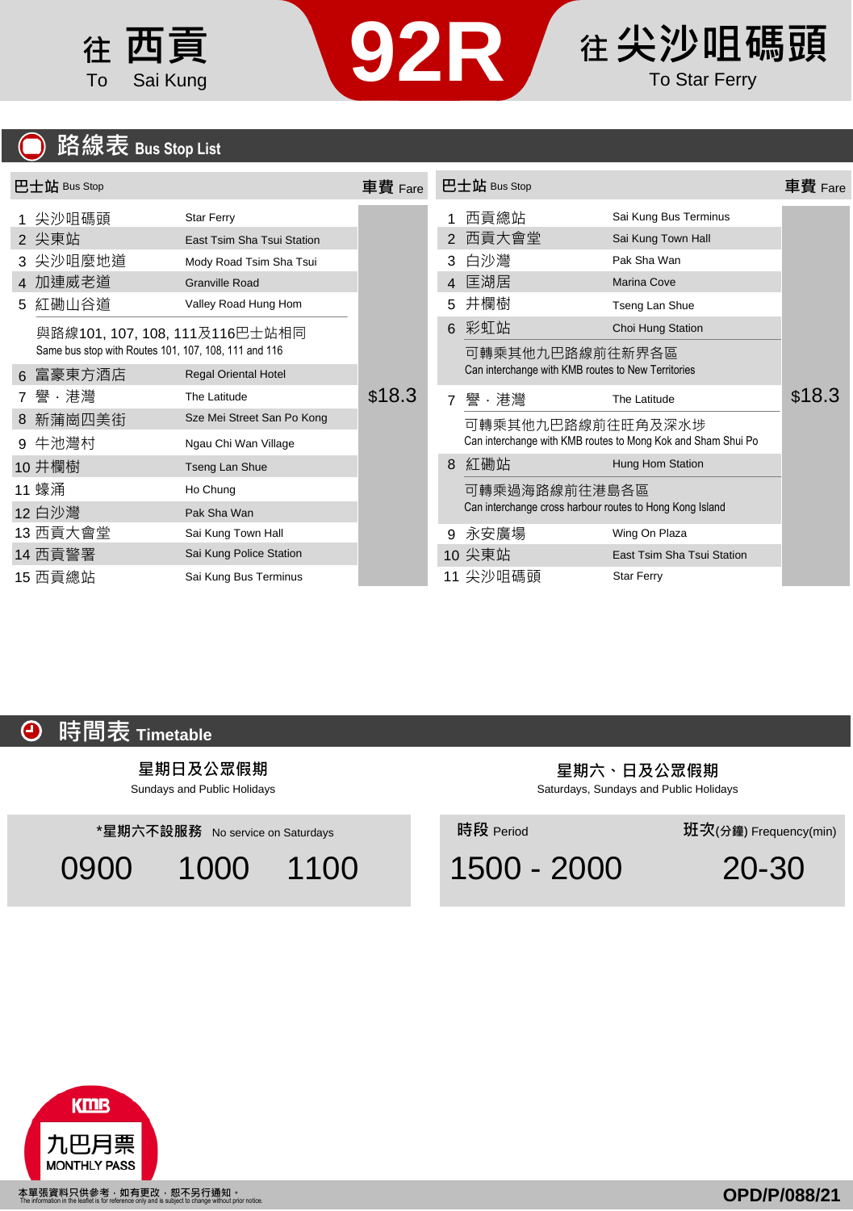# 往 西貢 To Sai Kung — 92R — 往 尖沙咀碼頭 To Star Ferry

## 路線表 Bus Stop List

| 巴士站 Bus Stop | | 車費 Fare |
|---|---|---|
| 1 尖沙咀碼頭 | Star Ferry | $18.3 |
| 2 尖東站 | East Tsim Sha Tsui Station | |
| 3 尖沙咀麼地道 | Mody Road Tsim Sha Tsui | |
| 4 加連威老道 | Granville Road | |
| 5 紅磡山谷道 | Valley Road Hung Hom | |
| 與路線101, 107, 108, 111及116巴士站相同 Same bus stop with Routes 101, 107, 108, 111 and 116 | | |
| 6 富豪東方酒店 | Regal Oriental Hotel | |
| 7 譽・港灣 | The Latitude | |
| 8 新蒲崗四美街 | Sze Mei Street San Po Kong | |
| 9 牛池灣村 | Ngau Chi Wan Village | |
| 10 井欄樹 | Tseng Lan Shue | |
| 11 蠔涌 | Ho Chung | |
| 12 白沙灣 | Pak Sha Wan | |
| 13 西貢大會堂 | Sai Kung Town Hall | |
| 14 西貢警署 | Sai Kung Police Station | |
| 15 西貢總站 | Sai Kung Bus Terminus | |

| 巴士站 Bus Stop | | 車費 Fare |
|---|---|---|
| 1 西貢總站 | Sai Kung Bus Terminus | $18.3 |
| 2 西貢大會堂 | Sai Kung Town Hall | |
| 3 白沙灣 | Pak Sha Wan | |
| 4 匡湖居 | Marina Cove | |
| 5 井欄樹 | Tseng Lan Shue | |
| 6 彩虹站 | Choi Hung Station | |
| 可轉乘其他九巴路線前往新界各區 Can interchange with KMB routes to New Territories | | |
| 7 譽・港灣 | The Latitude | |
| 可轉乘其他九巴路線前往旺角及深水埗 Can interchange with KMB routes to Mong Kok and Sham Shui Po | | |
| 8 紅磡站 | Hung Hom Station | |
| 可轉乘過海路線前往港島各區 Can interchange cross harbour routes to Hong Kong Island | | |
| 9 永安廣場 | Wing On Plaza | |
| 10 尖東站 | East Tsim Sha Tsui Station | |
| 11 尖沙咀碼頭 | Star Ferry | |

## 時間表 Timetable

**星期日及公眾假期**
Sundays and Public Holidays

*星期六不設服務 No service on Saturdays

0900 1000 1100

**星期六、日及公眾假期**
Saturdays, Sundays and Public Holidays

| 時段 Period | 班次(分鐘) Frequency(min) |
|---|---|
| 1500 - 2000 | 20-30 |

KMB 九巴月票 MONTHLY PASS

本單張資料只供參考，如有更改，恕不另行通知。
The information in the leaflet is for reference only and is subject to change without prior notice.

OPD/P/088/21